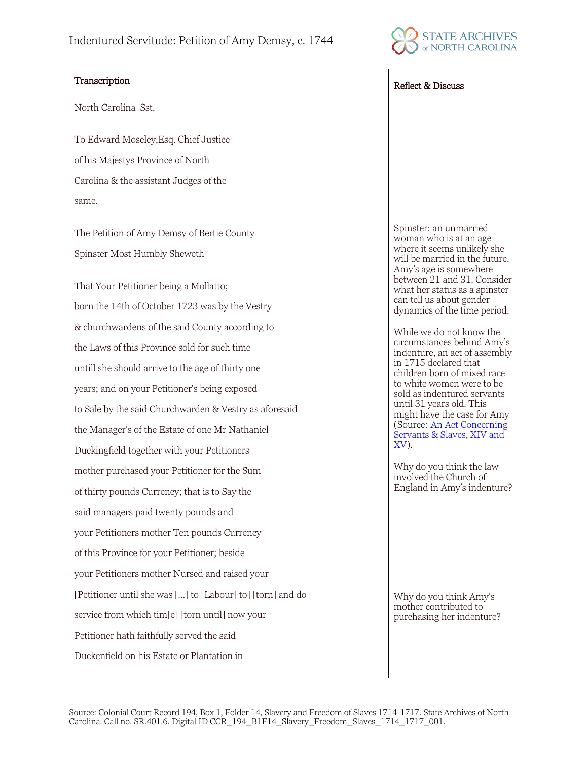# Indentured Servitude: Petition of Amy Demsy, c. 1744

## Transcription

North Carolina Sst.

To Edward Moseley,Esq. Chief Justice

of his Majestys Province of North

Carolina & the assistant Judges of the

same.

The Petition of Amy Demsy of Bertie County

Spinster Most Humbly Sheweth

That Your Petitioner being a Mollatto;

born the 14th of October 1723 was by the Vestry

& churchwardens of the said County according to

the Laws of this Province sold for such time

untill she should arrive to the age of thirty one

years; and on your Petitioner's being exposed

to Sale by the said Churchwarden & Vestry as aforesaid

the Manager's of the Estate of one Mr Nathaniel

Duckingfield together with your Petitioners

mother purchased your Petitioner for the Sum

of thirty pounds Currency; that is to Say the

said managers paid twenty pounds and

your Petitioners mother Ten pounds Currency

of this Province for your Petitioner; beside

your Petitioners mother Nursed and raised your

[Petitioner until she was […] to [Labour] to] [torn] and do

service from which tim[e] [torn until] now your

Petitioner hath faithfully served the said

Duckenfield on his Estate or Plantation in

## Reflect & Discuss

Spinster: an unmarried woman who is at an age where it seems unlikely she will be married in the future. Amy's age is somewhere between 21 and 31. Consider what her status as a spinster can tell us about gender dynamics of the time period.

While we do not know the circumstances behind Amy's indenture, an act of assembly in 1715 declared that children born of mixed race to white women were to be sold as indentured servants until 31 years old. This might have the case for Amy (Source: An Act Concerning Servants & Slaves, XIV and XV).

Why do you think the law involved the Church of England in Amy's indenture?

Why do you think Amy's mother contributed to purchasing her indenture?

Source: Colonial Court Record 194, Box 1, Folder 14, Slavery and Freedom of Slaves 1714-1717. State Archives of North Carolina. Call no. SR.401.6. Digital ID CCR_194_B1F14_Slavery_Freedom_Slaves_1714_1717_001.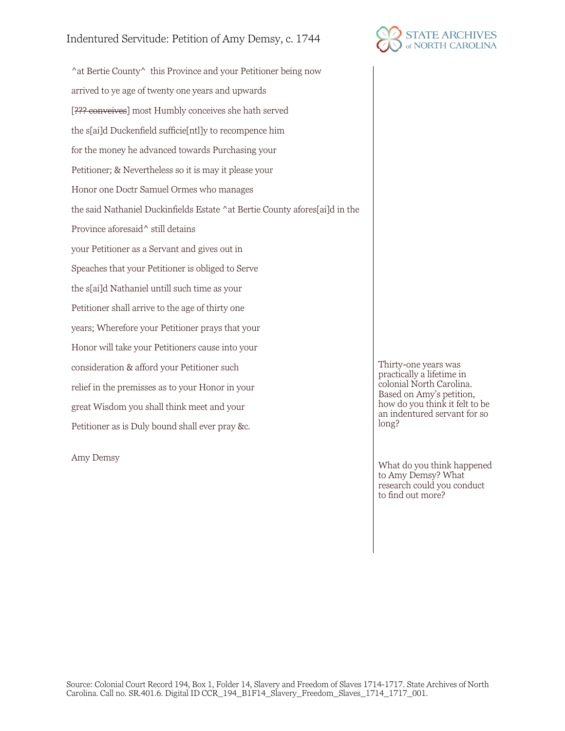^at Bertie County^ this Province and your Petitioner being now

arrived to ye age of twenty one years and upwards

[~~??? conveives~~] most Humbly conceives she hath served

the s[ai]d Duckenfield sufficie[ntl]y to recompence him

for the money he advanced towards Purchasing your

Petitioner; & Nevertheless so it is may it please your

Honor one Doctr Samuel Ormes who manages

the said Nathaniel Duckinfields Estate ^at Bertie County afores[ai]d in the

Province aforesaid^ still detains

your Petitioner as a Servant and gives out in

Speaches that your Petitioner is obliged to Serve

the s[ai]d Nathaniel untill such time as your

Petitioner shall arrive to the age of thirty one

years; Wherefore your Petitioner prays that your

Honor will take your Petitioners cause into your

consideration & afford your Petitioner such

relief in the premisses as to your Honor in your

great Wisdom you shall think meet and your

Petitioner as is Duly bound shall ever pray &c.

Amy Demsy

Thirty-one years was practically a lifetime in colonial North Carolina. Based on Amy's petition, how do you think it felt to be an indentured servant for so long?

What do you think happened to Amy Demsy? What research could you conduct to find out more?

Source: Colonial Court Record 194, Box 1, Folder 14, Slavery and Freedom of Slaves 1714-1717. State Archives of North Carolina. Call no. SR.401.6. Digital ID CCR_194_B1F14_Slavery_Freedom_Slaves_1714_1717_001.